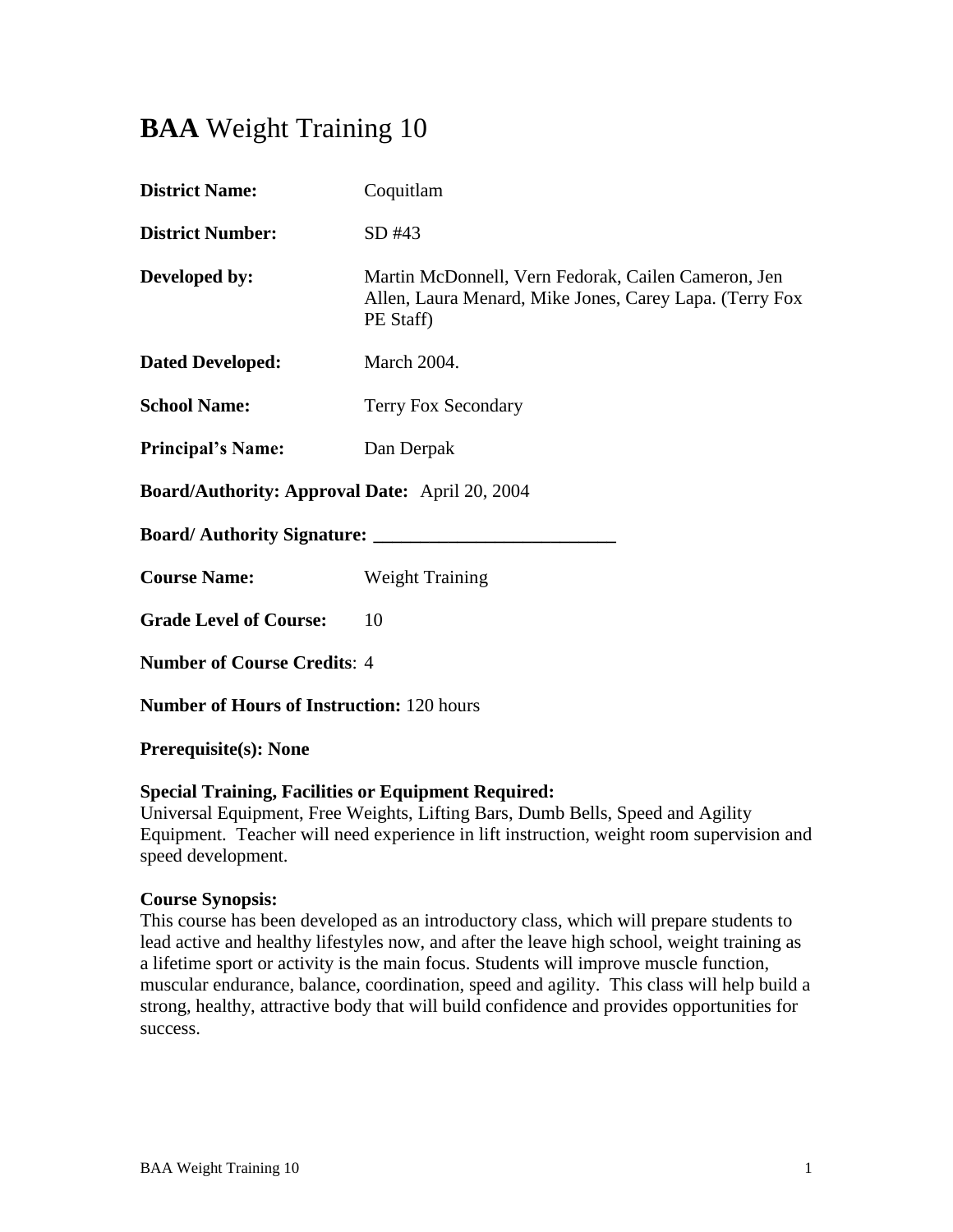# **BAA** Weight Training 10

**District Name:** Coquitlam

**District Number:** SD #43

**Developed by:** Martin McDonnell, Vern Fedorak, Cailen Cameron, Jen Allen, Laura Menard, Mike Jones, Carey Lapa. (Terry Fox PE Staff)

**Dated Developed:** March 2004.

**School Name:** Terry Fox Secondary

**Principal's Name:** Dan Derpak

**Board/Authority: Approval Date:** April 20, 2004

**Board/ Authority Signature: ___________________________**

**Course Name:** Weight Training

**Grade Level of Course:** 10

**Number of Course Credits**: 4

**Number of Hours of Instruction:** 120 hours

**Prerequisite(s): None**

**Special Training, Facilities or Equipment Required:**
Universal Equipment, Free Weights, Lifting Bars, Dumb Bells, Speed and Agility Equipment. Teacher will need experience in lift instruction, weight room supervision and speed development.

**Course Synopsis:**
This course has been developed as an introductory class, which will prepare students to lead active and healthy lifestyles now, and after the leave high school, weight training as a lifetime sport or activity is the main focus. Students will improve muscle function, muscular endurance, balance, coordination, speed and agility. This class will help build a strong, healthy, attractive body that will build confidence and provides opportunities for success.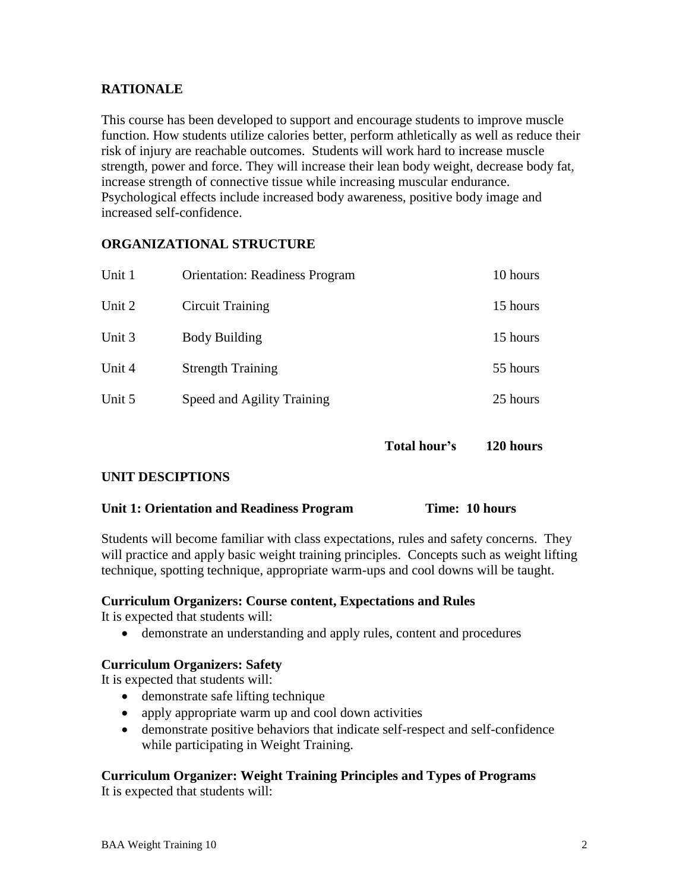## RATIONALE

This course has been developed to support and encourage students to improve muscle function. How students utilize calories better, perform athletically as well as reduce their risk of injury are reachable outcomes. Students will work hard to increase muscle strength, power and force. They will increase their lean body weight, decrease body fat, increase strength of connective tissue while increasing muscular endurance. Psychological effects include increased body awareness, positive body image and increased self-confidence.

## ORGANIZATIONAL STRUCTURE

| | | |
|---|---|---|
| Unit 1 | Orientation: Readiness Program | 10 hours |
| Unit 2 | Circuit Training | 15 hours |
| Unit 3 | Body Building | 15 hours |
| Unit 4 | Strength Training | 55 hours |
| Unit 5 | Speed and Agility Training | 25 hours |
| | **Total hour's** | **120 hours** |

## UNIT DESCIPTIONS

**Unit 1: Orientation and Readiness Program     Time: 10 hours**

Students will become familiar with class expectations, rules and safety concerns. They will practice and apply basic weight training principles. Concepts such as weight lifting technique, spotting technique, appropriate warm-ups and cool downs will be taught.

**Curriculum Organizers: Course content, Expectations and Rules**

It is expected that students will:

- demonstrate an understanding and apply rules, content and procedures

**Curriculum Organizers: Safety**

It is expected that students will:

- demonstrate safe lifting technique
- apply appropriate warm up and cool down activities
- demonstrate positive behaviors that indicate self-respect and self-confidence while participating in Weight Training.

**Curriculum Organizer: Weight Training Principles and Types of Programs**

It is expected that students will: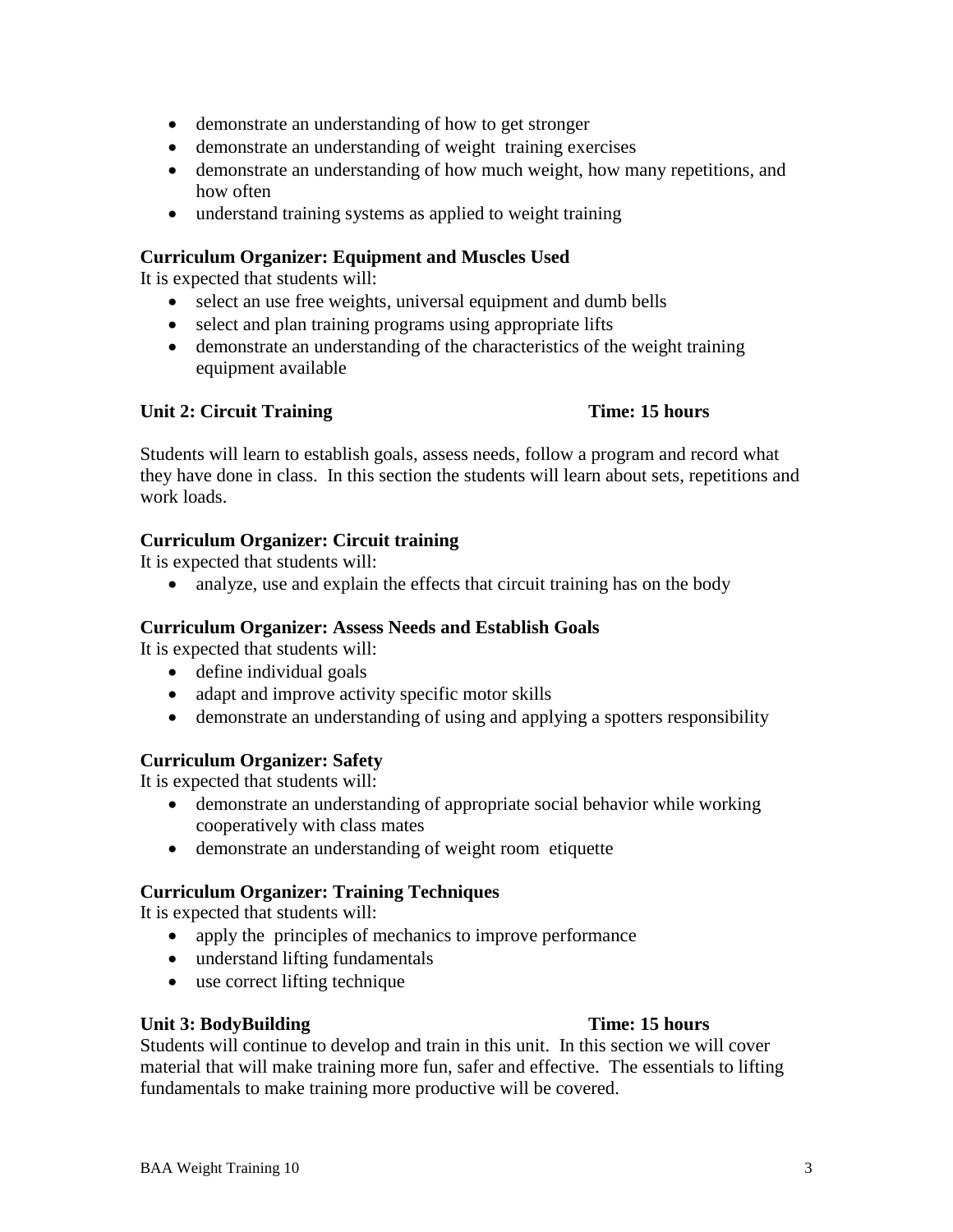- demonstrate an understanding of how to get stronger
- demonstrate an understanding of weight training exercises
- demonstrate an understanding of how much weight, how many repetitions, and how often
- understand training systems as applied to weight training

**Curriculum Organizer: Equipment and Muscles Used**

It is expected that students will:

- select an use free weights, universal equipment and dumb bells
- select and plan training programs using appropriate lifts
- demonstrate an understanding of the characteristics of the weight training equipment available

**Unit 2: Circuit Training** **Time: 15 hours**

Students will learn to establish goals, assess needs, follow a program and record what they have done in class. In this section the students will learn about sets, repetitions and work loads.

**Curriculum Organizer: Circuit training**

It is expected that students will:

- analyze, use and explain the effects that circuit training has on the body

**Curriculum Organizer: Assess Needs and Establish Goals**

It is expected that students will:

- define individual goals
- adapt and improve activity specific motor skills
- demonstrate an understanding of using and applying a spotters responsibility

**Curriculum Organizer: Safety**

It is expected that students will:

- demonstrate an understanding of appropriate social behavior while working cooperatively with class mates
- demonstrate an understanding of weight room etiquette

**Curriculum Organizer: Training Techniques**

It is expected that students will:

- apply the principles of mechanics to improve performance
- understand lifting fundamentals
- use correct lifting technique

**Unit 3: BodyBuilding** **Time: 15 hours**

Students will continue to develop and train in this unit. In this section we will cover material that will make training more fun, safer and effective. The essentials to lifting fundamentals to make training more productive will be covered.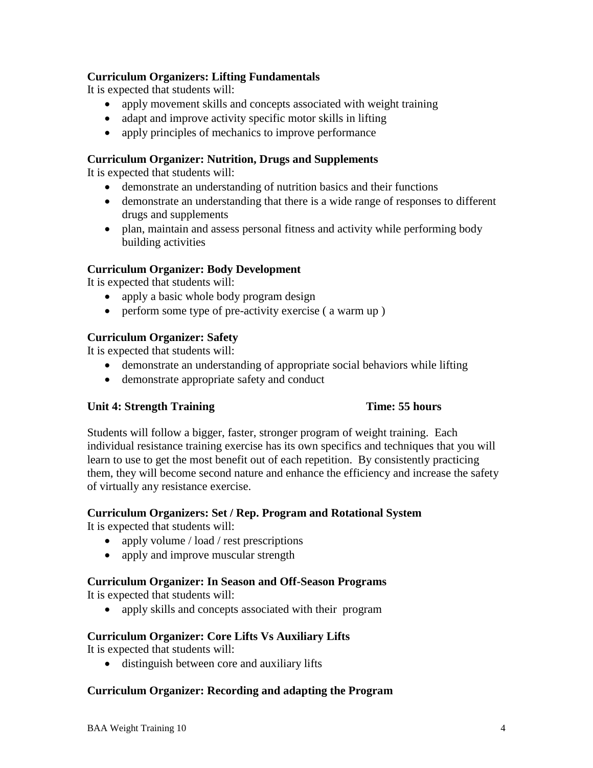**Curriculum Organizers: Lifting Fundamentals**
It is expected that students will:

- apply movement skills and concepts associated with weight training
- adapt and improve activity specific motor skills in lifting
- apply principles of mechanics to improve performance

**Curriculum Organizer: Nutrition, Drugs and Supplements**
It is expected that students will:

- demonstrate an understanding of nutrition basics and their functions
- demonstrate an understanding that there is a wide range of responses to different drugs and supplements
- plan, maintain and assess personal fitness and activity while performing body building activities

**Curriculum Organizer: Body Development**
It is expected that students will:

- apply a basic whole body program design
- perform some type of pre-activity exercise ( a warm up )

**Curriculum Organizer: Safety**
It is expected that students will:

- demonstrate an understanding of appropriate social behaviors while lifting
- demonstrate appropriate safety and conduct

**Unit 4: Strength Training** **Time: 55 hours**

Students will follow a bigger, faster, stronger program of weight training. Each individual resistance training exercise has its own specifics and techniques that you will learn to use to get the most benefit out of each repetition. By consistently practicing them, they will become second nature and enhance the efficiency and increase the safety of virtually any resistance exercise.

**Curriculum Organizers: Set / Rep. Program and Rotational System**
It is expected that students will:

- apply volume / load / rest prescriptions
- apply and improve muscular strength

**Curriculum Organizer: In Season and Off-Season Programs**
It is expected that students will:

- apply skills and concepts associated with their program

**Curriculum Organizer: Core Lifts Vs Auxiliary Lifts**
It is expected that students will:

- distinguish between core and auxiliary lifts

**Curriculum Organizer: Recording and adapting the Program**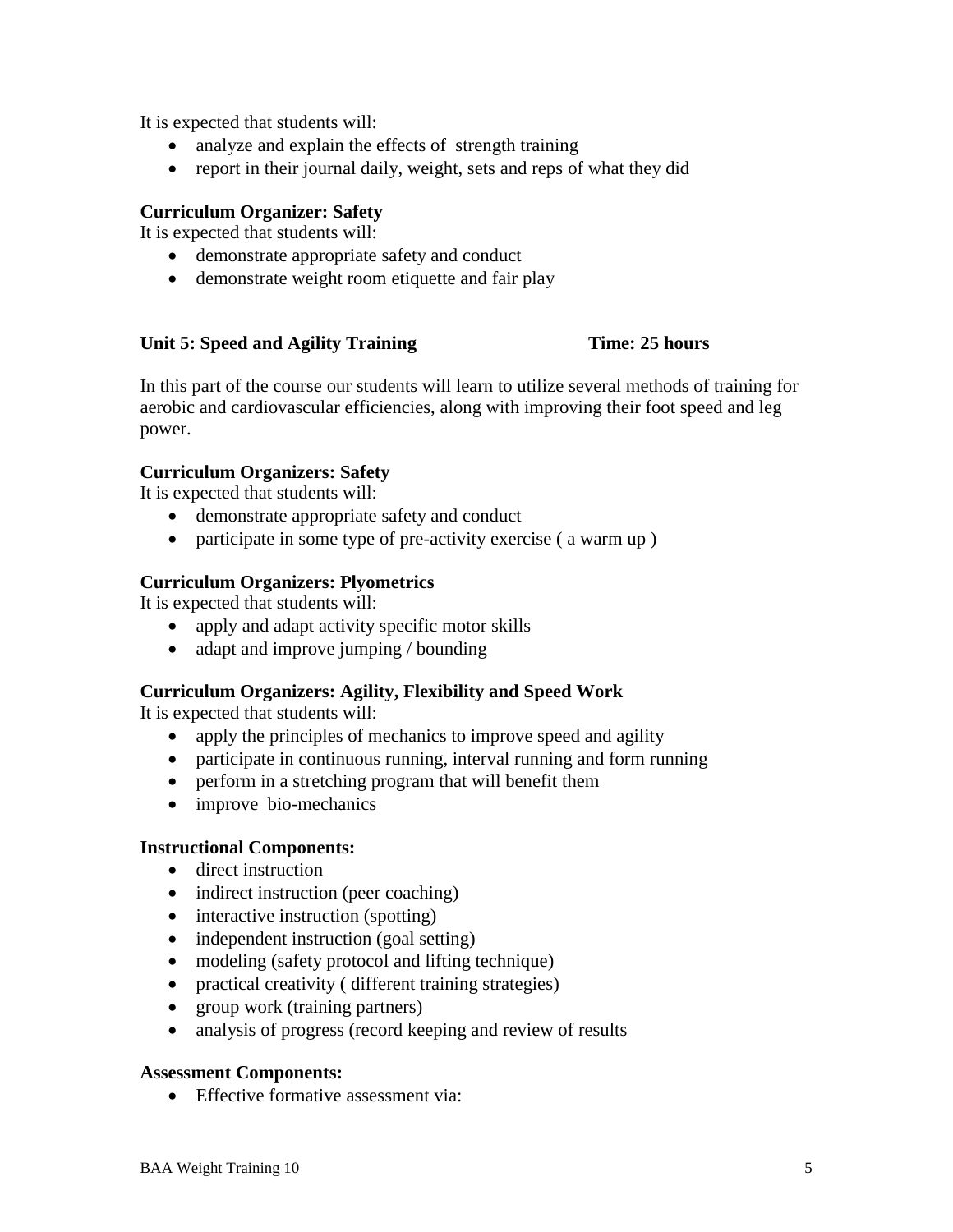It is expected that students will:

- analyze and explain the effects of strength training
- report in their journal daily, weight, sets and reps of what they did

**Curriculum Organizer: Safety**
It is expected that students will:

- demonstrate appropriate safety and conduct
- demonstrate weight room etiquette and fair play

**Unit 5: Speed and Agility Training** **Time: 25 hours**

In this part of the course our students will learn to utilize several methods of training for aerobic and cardiovascular efficiencies, along with improving their foot speed and leg power.

**Curriculum Organizers: Safety**
It is expected that students will:

- demonstrate appropriate safety and conduct
- participate in some type of pre-activity exercise ( a warm up )

**Curriculum Organizers: Plyometrics**
It is expected that students will:

- apply and adapt activity specific motor skills
- adapt and improve jumping / bounding

**Curriculum Organizers: Agility, Flexibility and Speed Work**
It is expected that students will:

- apply the principles of mechanics to improve speed and agility
- participate in continuous running, interval running and form running
- perform in a stretching program that will benefit them
- improve bio-mechanics

**Instructional Components:**

- direct instruction
- indirect instruction (peer coaching)
- interactive instruction (spotting)
- independent instruction (goal setting)
- modeling (safety protocol and lifting technique)
- practical creativity ( different training strategies)
- group work (training partners)
- analysis of progress (record keeping and review of results

**Assessment Components:**

- Effective formative assessment via: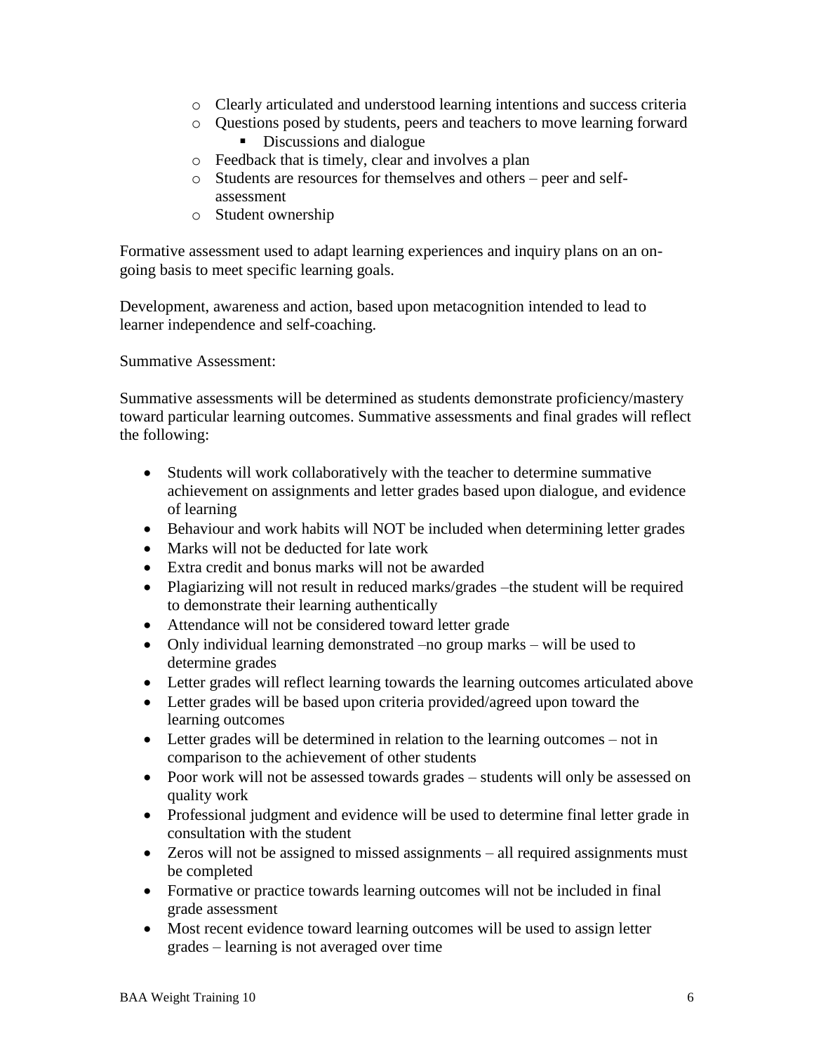- Clearly articulated and understood learning intentions and success criteria
  - Questions posed by students, peers and teachers to move learning forward
    - Discussions and dialogue
  - Feedback that is timely, clear and involves a plan
  - Students are resources for themselves and others – peer and self-assessment
  - Student ownership

Formative assessment used to adapt learning experiences and inquiry plans on an on-going basis to meet specific learning goals.

Development, awareness and action, based upon metacognition intended to lead to learner independence and self-coaching.

Summative Assessment:

Summative assessments will be determined as students demonstrate proficiency/mastery toward particular learning outcomes. Summative assessments and final grades will reflect the following:

- Students will work collaboratively with the teacher to determine summative achievement on assignments and letter grades based upon dialogue, and evidence of learning
- Behaviour and work habits will NOT be included when determining letter grades
- Marks will not be deducted for late work
- Extra credit and bonus marks will not be awarded
- Plagiarizing will not result in reduced marks/grades –the student will be required to demonstrate their learning authentically
- Attendance will not be considered toward letter grade
- Only individual learning demonstrated –no group marks – will be used to determine grades
- Letter grades will reflect learning towards the learning outcomes articulated above
- Letter grades will be based upon criteria provided/agreed upon toward the learning outcomes
- Letter grades will be determined in relation to the learning outcomes – not in comparison to the achievement of other students
- Poor work will not be assessed towards grades – students will only be assessed on quality work
- Professional judgment and evidence will be used to determine final letter grade in consultation with the student
- Zeros will not be assigned to missed assignments – all required assignments must be completed
- Formative or practice towards learning outcomes will not be included in final grade assessment
- Most recent evidence toward learning outcomes will be used to assign letter grades – learning is not averaged over time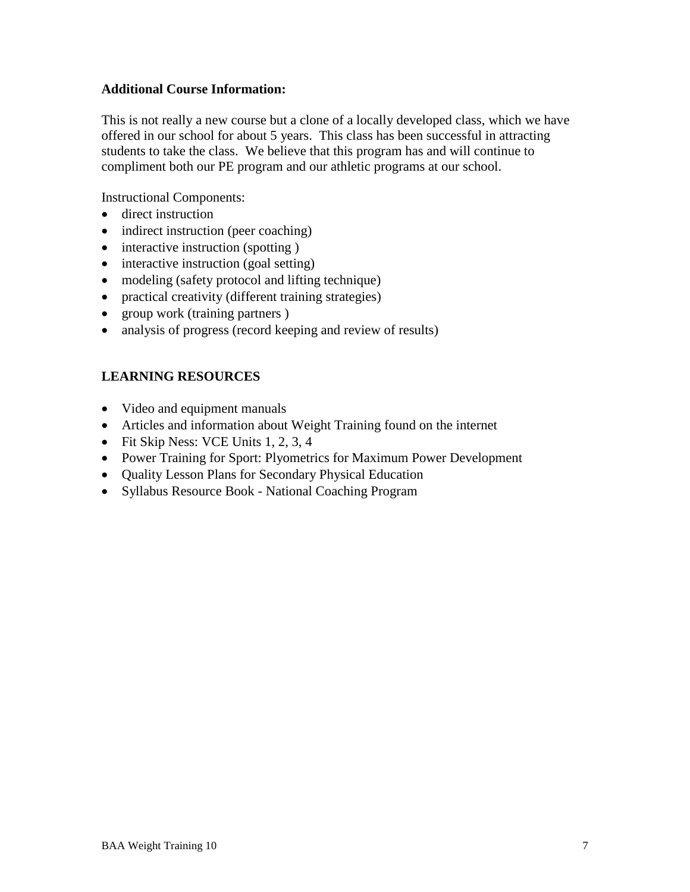**Additional Course Information:**

This is not really a new course but a clone of a locally developed class, which we have offered in our school for about 5 years. This class has been successful in attracting students to take the class. We believe that this program has and will continue to compliment both our PE program and our athletic programs at our school.

Instructional Components:

- direct instruction
- indirect instruction (peer coaching)
- interactive instruction (spotting )
- interactive instruction (goal setting)
- modeling (safety protocol and lifting technique)
- practical creativity (different training strategies)
- group work (training partners )
- analysis of progress (record keeping and review of results)

## LEARNING RESOURCES

- Video and equipment manuals
- Articles and information about Weight Training found on the internet
- Fit Skip Ness: VCE Units 1, 2, 3, 4
- Power Training for Sport: Plyometrics for Maximum Power Development
- Quality Lesson Plans for Secondary Physical Education
- Syllabus Resource Book - National Coaching Program